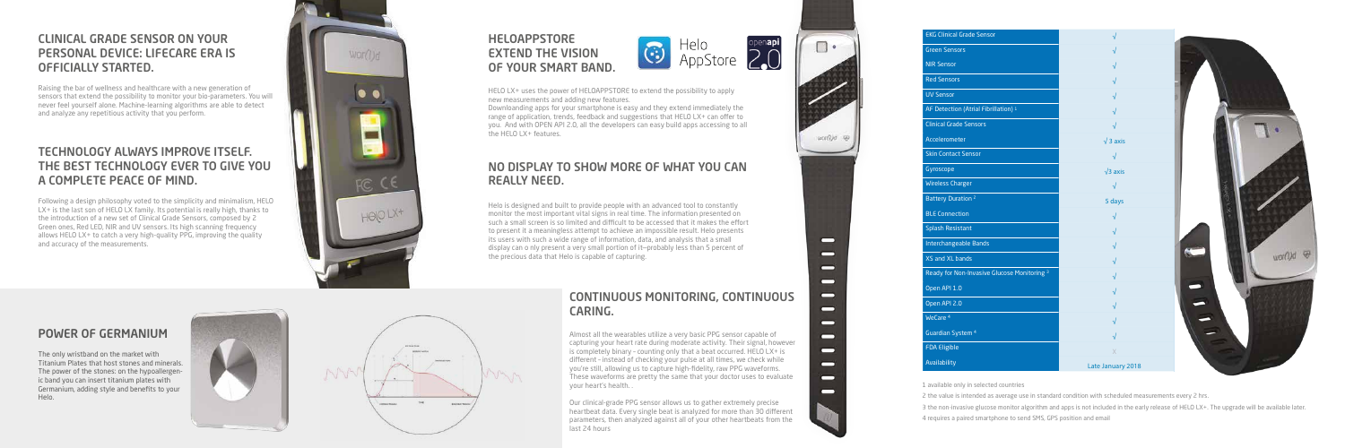## CLINICAL GRADE SENSOR ON YOUR PERSONAL DEVICE: LIFECARE ERA IS OFFICIALLY STARTED.

Raising the bar of wellness and healthcare with a new generation of sensors that extend the possibility to monitor your bio-parameters. You will never feel yourself alone. Machine-learning algorithms are able to detect and analyze any repetitious activity that you perform.

## TECHNOLOGY ALWAYS IMPROVE ITSELF. THE BEST TECHNOLOGY EVER TO GIVE YOU A COMPLETE PEACE OF MIND.

Following a design philosophy voted to the simplicity and minimalism, HELO LX+ is the last son of HELO LX family. Its potential is really high, thanks to the introduction of a new set of Clinical Grade Sensors, composed by 2 Green ones, Red LED, NIR and UV sensors. Its high scanning frequency allows HELO LX+ to catch a very high-quality PPG, improving the quality and accuracy of the measurements.

## POWER OF GERMANIUM

The only wristband on the market with Titanium Plates that host stones and minerals. The power of the stones: on the hypoallergenic band you can insert titanium plates with Germanium, adding style and benefits to your Helo.

## HELOAPPSTORE EXTEND THE VISION OF YOUR SMART BAND.

HELO LX+ uses the power of HELOAPPSTORE to extend the possibility to apply new measurements and adding new features.
Downloading apps for your smartphone is easy and they extend immediately the range of application, trends, feedback and suggestions that HELO LX+ can offer to you. And with OPEN API 2.0, all the developers can easy build apps accessing to all the HELO LX+ features.

## NO DISPLAY TO SHOW MORE OF WHAT YOU CAN REALLY NEED.

Helo is designed and built to provide people with an advanced tool to constantly monitor the most important vital signs in real time. The information presented on such a small screen is so limited and difficult to be accessed that it makes the effort to present it a meaningless attempt to achieve an impossible result. Helo presents its users with such a wide range of information, data, and analysis that a small display can only present a very small portion of it—probably less than 5 percent of the precious data that Helo is capable of capturing.

## CONTINUOUS MONITORING, CONTINUOUS CARING.

Almost all the wearables utilize a very basic PPG sensor capable of capturing your heart rate during moderate activity. Their signal, however is completely binary - counting only that a beat occurred. HELO LX+ is different - instead of checking your pulse at all times, we check while you're still, allowing us to capture high-fidelity, raw PPG waveforms. These waveforms are pretty the same that your doctor uses to evaluate your heart's health.

Our clinical-grade PPG sensor allows us to gather extremely precise heartbeat data. Every single beat is analyzed for more than 30 different parameters, then analyzed against all of your other heartbeats from the last 24 hours

| Feature | |
|---|---|
| EKG Clinical Grade Sensor | √ |
| Green Sensors | √ |
| NIR Sensor | √ |
| Red Sensors | √ |
| UV Sensor | √ |
| AF Detection (Atrial Fibrillation) [1] | √ |
| Clinical Grade Sensors | √ |
| Accelerometer | √ 3 axis |
| Skin Contact Sensor | √ |
| Gyroscope | √3 axis |
| Wireless Charger | √ |
| Battery Duration [2] | 5 days |
| BLE Connection | √ |
| Splash Resistant | √ |
| Interchangeable Bands | √ |
| XS and XL bands | √ |
| Ready for Non-Invasive Glucose Monitoring [3] | √ |
| Open API 1.0 | √ |
| Open API 2.0 | √ |
| WeCare [4] | √ |
| Guardian System [4] | √ |
| FDA Eligible | x |
| Availability | Late January 2018 |

1 available only in selected countries

2 the value is intended as average use in standard condition with scheduled measurements every 2 hrs.

3 the non-invasive glucose monitor algorithm and apps is not included in the early release of HELO LX+. The upgrade will be available later.

4 requires a paired smartphone to send SMS, GPS position and email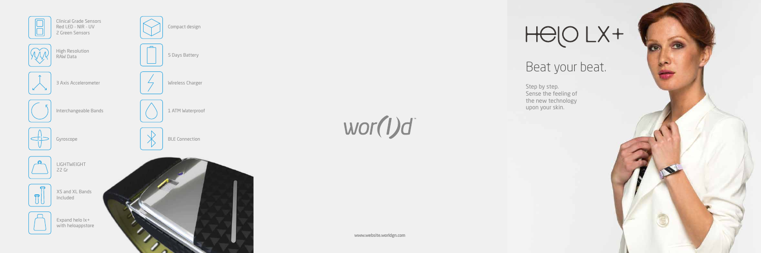Clinical Grade Sensors
Red LED - NIR - UV
2 Green Sensors

High Resolution
RAW Data

3 Axis Accelerometer

Interchangeable Bands

Gyroscope

LIGHTWEIGHT
22 Gr

XS and XL Bands
Included

Expand helo lx+
with heloappstore

Compact design

5 Days Battery

Wireless Charger

1 ATM Waterproof

BLE Connection

wor(l)d™

www.website.worldgn.com

# HELO LX+

## Beat your beat.

Step by step.
Sense the feeling of
the new technology
upon your skin.